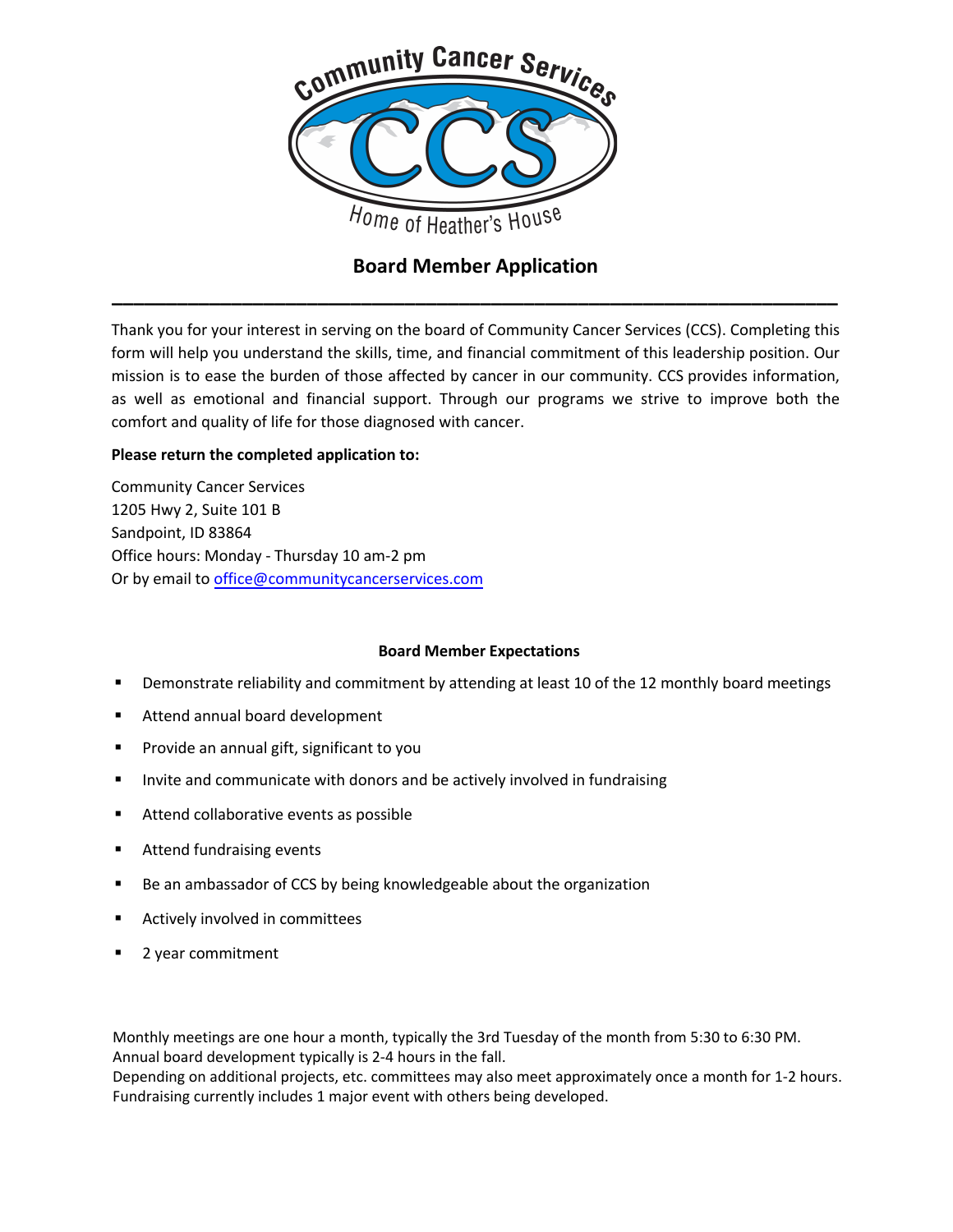Community Cancer Services

CCS

Home of Heather's House

# Board Member Application

---

Thank you for your interest in serving on the board of Community Cancer Services (CCS). Completing this form will help you understand the skills, time, and financial commitment of this leadership position. Our mission is to ease the burden of those affected by cancer in our community. CCS provides information, as well as emotional and financial support. Through our programs we strive to improve both the comfort and quality of life for those diagnosed with cancer.

**Please return the completed application to:**

Community Cancer Services
1205 Hwy 2, Suite 101 B
Sandpoint, ID 83864
Office hours: Monday - Thursday 10 am-2 pm
Or by email to office@communitycancerservices.com

## Board Member Expectations

- Demonstrate reliability and commitment by attending at least 10 of the 12 monthly board meetings
- Attend annual board development
- Provide an annual gift, significant to you
- Invite and communicate with donors and be actively involved in fundraising
- Attend collaborative events as possible
- Attend fundraising events
- Be an ambassador of CCS by being knowledgeable about the organization
- Actively involved in committees
- 2 year commitment

Monthly meetings are one hour a month, typically the 3rd Tuesday of the month from 5:30 to 6:30 PM.
Annual board development typically is 2-4 hours in the fall.
Depending on additional projects, etc. committees may also meet approximately once a month for 1-2 hours.
Fundraising currently includes 1 major event with others being developed.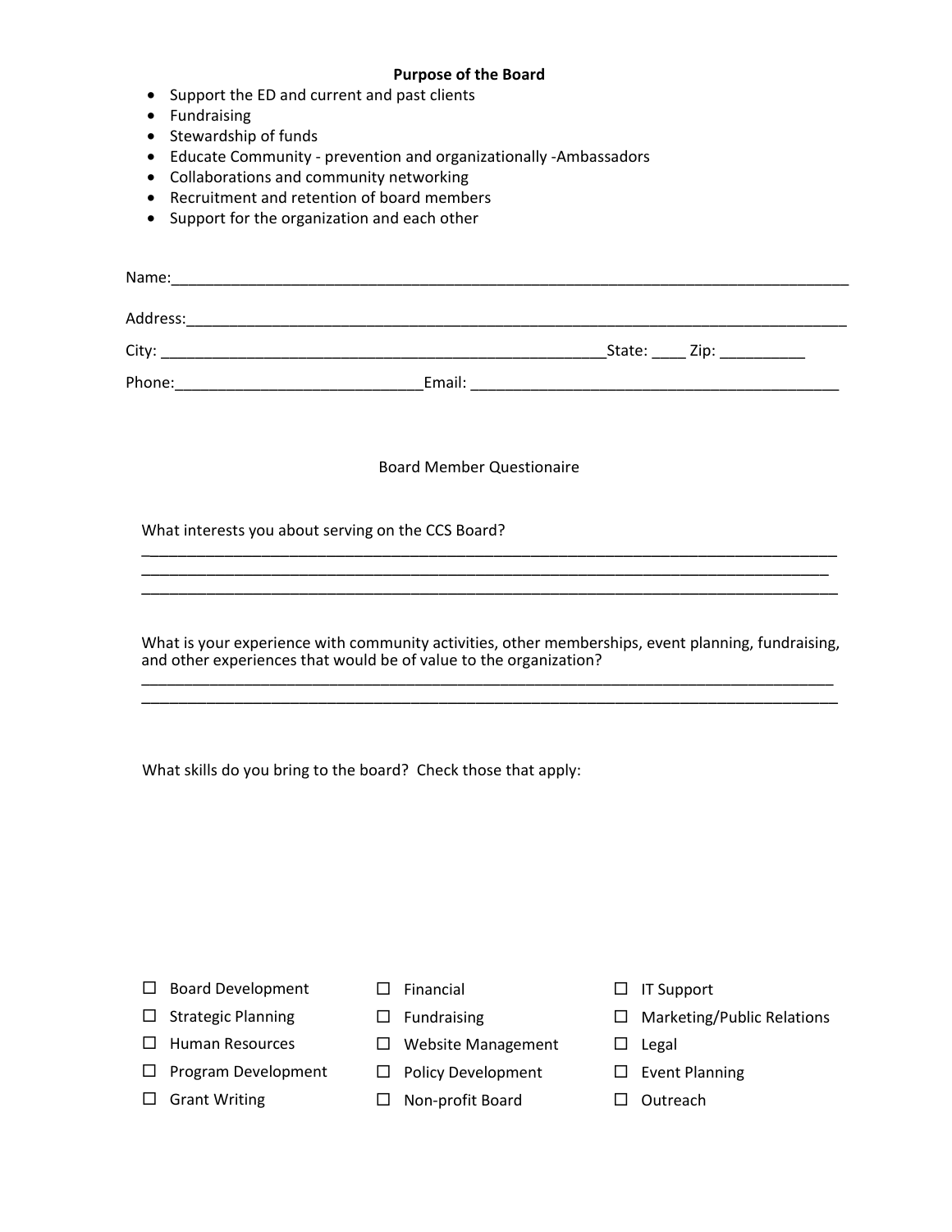**Purpose of the Board**

- Support the ED and current and past clients
- Fundraising
- Stewardship of funds
- Educate Community - prevention and organizationally -Ambassadors
- Collaborations and community networking
- Recruitment and retention of board members
- Support for the organization and each other

Name:_______________________________________________________________________________

Address:_____________________________________________________________________________

City: ______________________________________________State: ____ Zip: __________

Phone:_____________________________Email: ___________________________________________

Board Member Questionaire

What interests you about serving on the CCS Board?

_______________________________________________________________________________

_______________________________________________________________________________

_______________________________________________________________________________

What is your experience with community activities, other memberships, event planning, fundraising, and other experiences that would be of value to the organization?

_______________________________________________________________________________

_______________________________________________________________________________

What skills do you bring to the board? Check those that apply:

| | | |
|---|---|---|
| ☐ Board Development | ☐ Financial | ☐ IT Support |
| ☐ Strategic Planning | ☐ Fundraising | ☐ Marketing/Public Relations |
| ☐ Human Resources | ☐ Website Management | ☐ Legal |
| ☐ Program Development | ☐ Policy Development | ☐ Event Planning |
| ☐ Grant Writing | ☐ Non-profit Board | ☐ Outreach |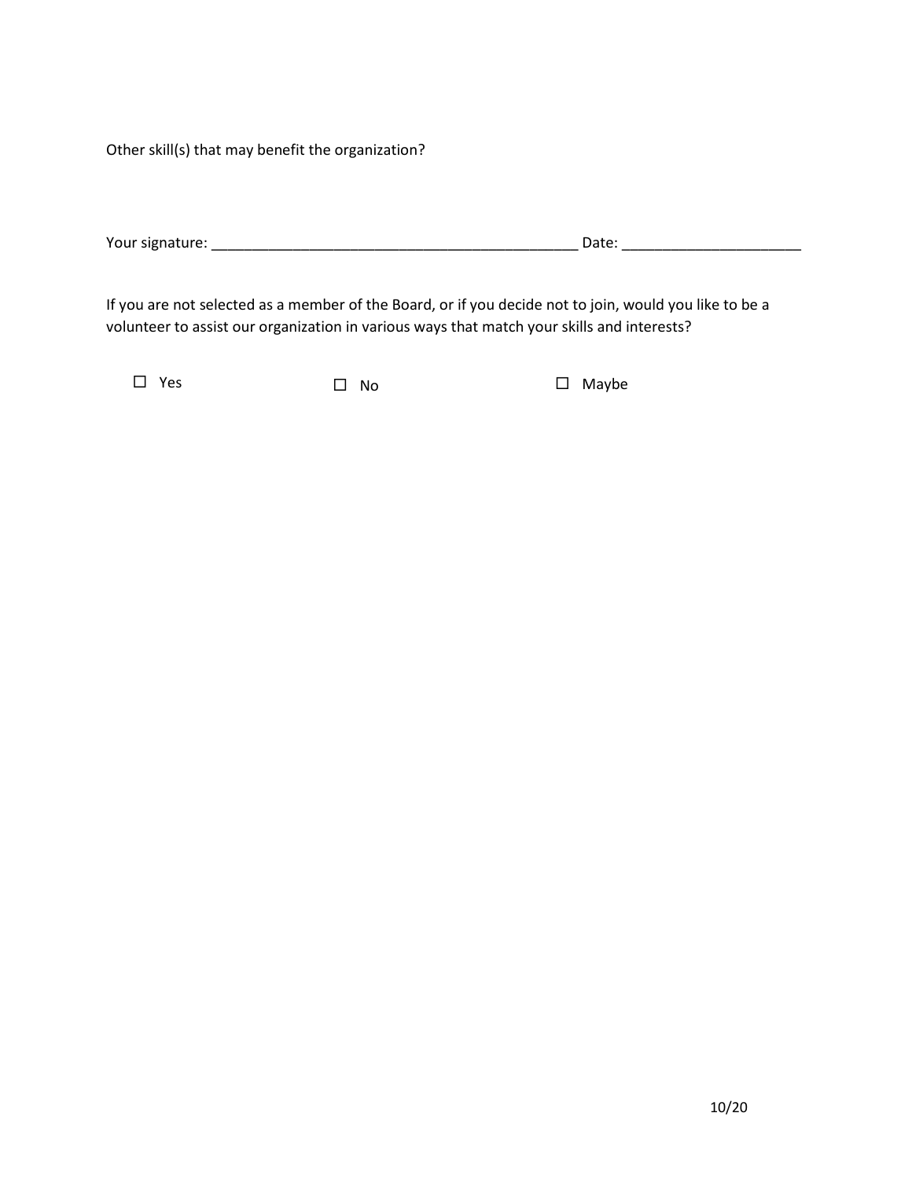Other skill(s) that may benefit the organization?

Your signature: _____________________________________________ Date: _____________________

If you are not selected as a member of the Board, or if you decide not to join, would you like to be a volunteer to assist our organization in various ways that match your skills and interests?

☐ Yes ☐ No ☐ Maybe